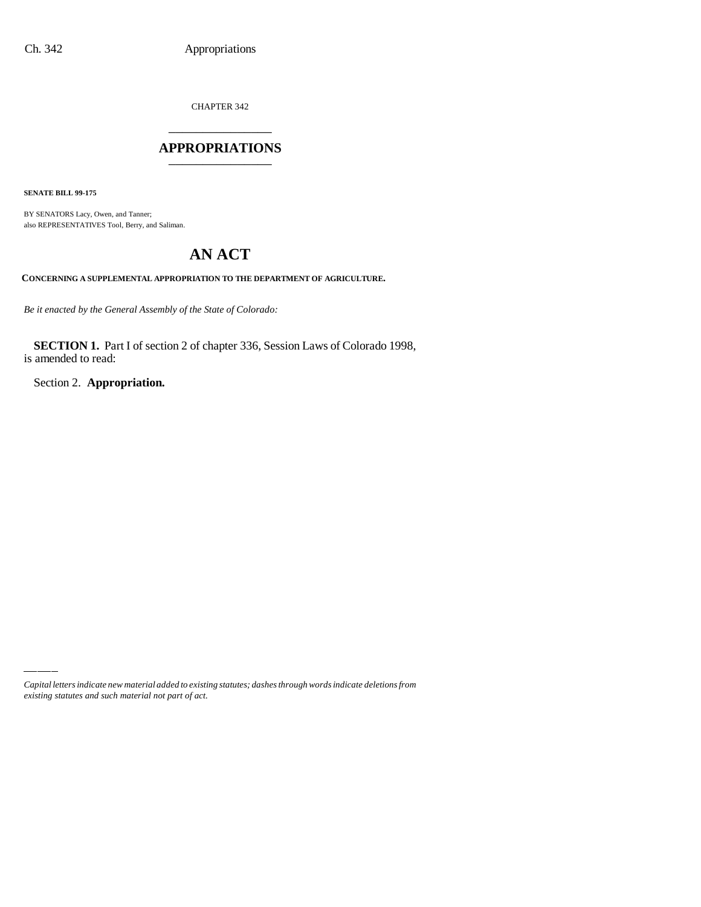CHAPTER 342

# APPROPRIATIONS

**SENATE BILL 99-175**

BY SENATORS Lacy, Owen, and Tanner;
also REPRESENTATIVES Tool, Berry, and Saliman.

# AN ACT

**CONCERNING A SUPPLEMENTAL APPROPRIATION TO THE DEPARTMENT OF AGRICULTURE.**

*Be it enacted by the General Assembly of the State of Colorado:*

**SECTION 1.** Part I of section 2 of chapter 336, Session Laws of Colorado 1998, is amended to read:

Section 2. **Appropriation.**

*Capital letters indicate new material added to existing statutes; dashes through words indicate deletions from existing statutes and such material not part of act.*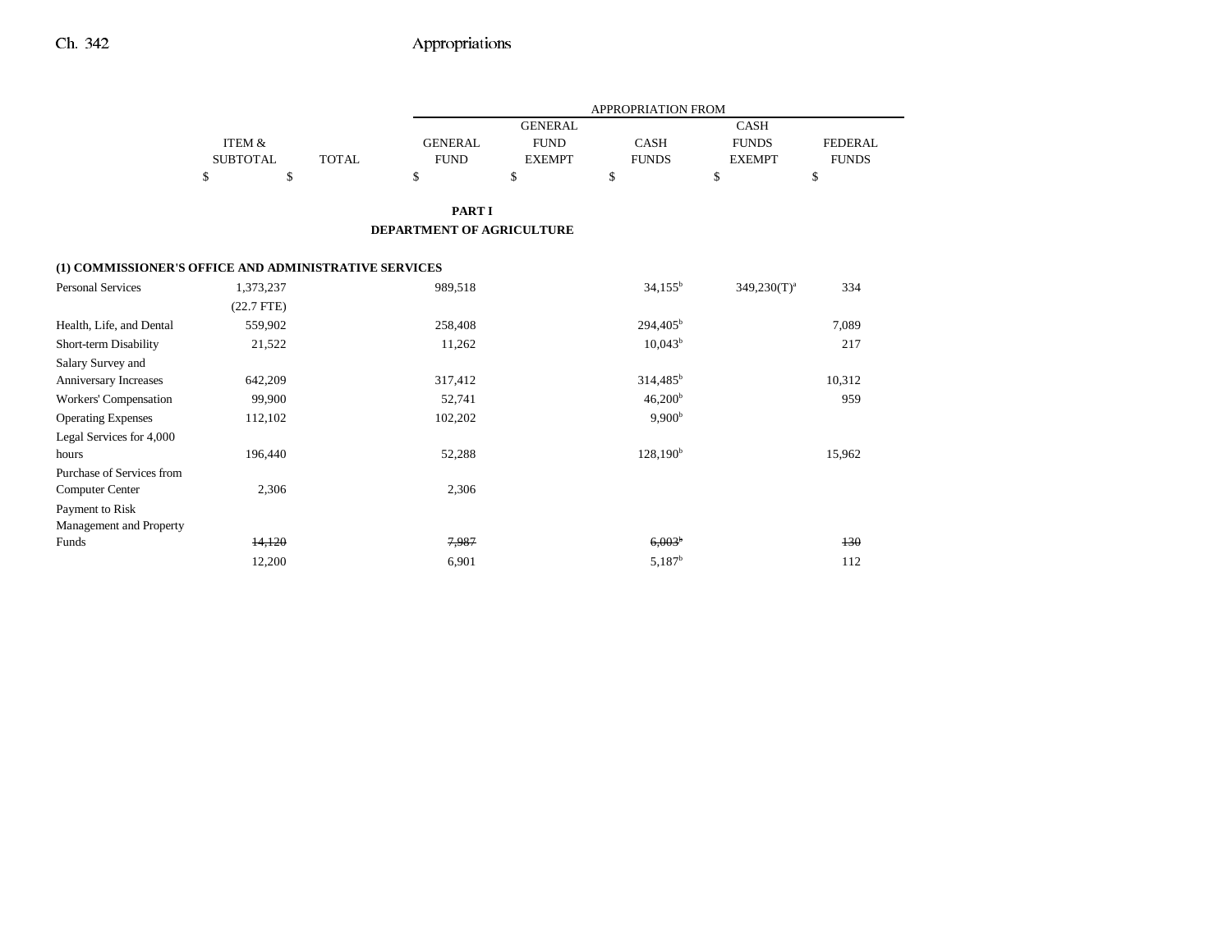| | | | APPROPRIATION FROM | | | | |
|---|---|---|---|---|---|---|---|
| | ITEM & SUBTOTAL | TOTAL | GENERAL FUND | GENERAL FUND EXEMPT | CASH FUNDS | CASH FUNDS EXEMPT | FEDERAL FUNDS |
| | $ | $ | $ | $ | $ | $ | $ |

**PART I**

**DEPARTMENT OF AGRICULTURE**

| | ITEM & SUBTOTAL | TOTAL | GENERAL FUND | GENERAL FUND EXEMPT | CASH FUNDS | CASH FUNDS EXEMPT | FEDERAL FUNDS |
|---|---|---|---|---|---|---|---|
| **(1) COMMISSIONER'S OFFICE AND ADMINISTRATIVE SERVICES** | | | | | | | |
| Personal Services | 1,373,237 | | 989,518 | | 34,155[b] | 349,230(T)[a] | 334 |
| | (22.7 FTE) | | | | | | |
| Health, Life, and Dental | 559,902 | | 258,408 | | 294,405[b] | | 7,089 |
| Short-term Disability | 21,522 | | 11,262 | | 10,043[b] | | 217 |
| Salary Survey and Anniversary Increases | 642,209 | | 317,412 | | 314,485[b] | | 10,312 |
| Workers' Compensation | 99,900 | | 52,741 | | 46,200[b] | | 959 |
| Operating Expenses | 112,102 | | 102,202 | | 9,900[b] | | |
| Legal Services for 4,000 hours | 196,440 | | 52,288 | | 128,190[b] | | 15,962 |
| Purchase of Services from Computer Center | 2,306 | | 2,306 | | | | |
| Payment to Risk Management and Property Funds | ~~14,120~~ | | ~~7,987~~ | | ~~6,003~~[b] | | ~~130~~ |
| | 12,200 | | 6,901 | | 5,187[b] | | 112 |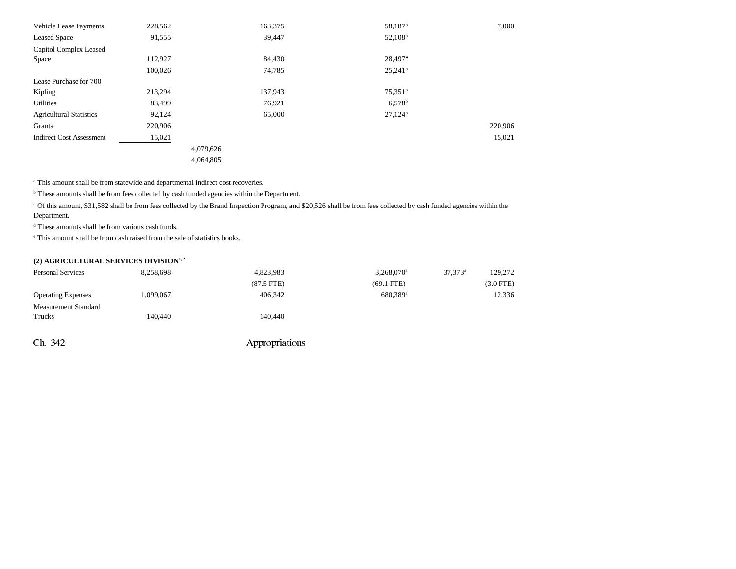| | | | | | |
|---|---|---|---|---|---|
| Vehicle Lease Payments | 228,562 | 163,375 | 58,187[b] | | 7,000 |
| Leased Space | 91,555 | 39,447 | 52,108[b] | | |
| Capitol Complex Leased Space | ~~112,927~~ 100,026 | ~~84,430~~ 74,785 | ~~28,497[b]~~ 25,241[b] | | |
| Lease Purchase for 700 Kipling | 213,294 | 137,943 | 75,351[b] | | |
| Utilities | 83,499 | 76,921 | 6,578[b] | | |
| Agricultural Statistics | 92,124 | 65,000 | 27,124[b] | | |
| Grants | 220,906 | | | | 220,906 |
| Indirect Cost Assessment | 15,021 | | | | 15,021 |
| | ~~4,079,626~~ 4,064,805 | | | | |

[a] This amount shall be from statewide and departmental indirect cost recoveries.

[b] These amounts shall be from fees collected by cash funded agencies within the Department.

[c] Of this amount, $31,582 shall be from fees collected by the Brand Inspection Program, and $20,526 shall be from fees collected by cash funded agencies within the Department.

[d] These amounts shall be from various cash funds.

[e] This amount shall be from cash raised from the sale of statistics books.

**(2) AGRICULTURAL SERVICES DIVISION[1, 2]**

| | | | | | |
|---|---|---|---|---|---|
| Personal Services | 8,258,698 | 4,823,983 (87.5 FTE) | 3,268,070[a] (69.1 FTE) | 37,373[a] | 129,272 (3.0 FTE) |
| Operating Expenses | 1,099,067 | 406,342 | 680,389[a] | | 12,336 |
| Measurement Standard Trucks | 140,440 | 140,440 | | | |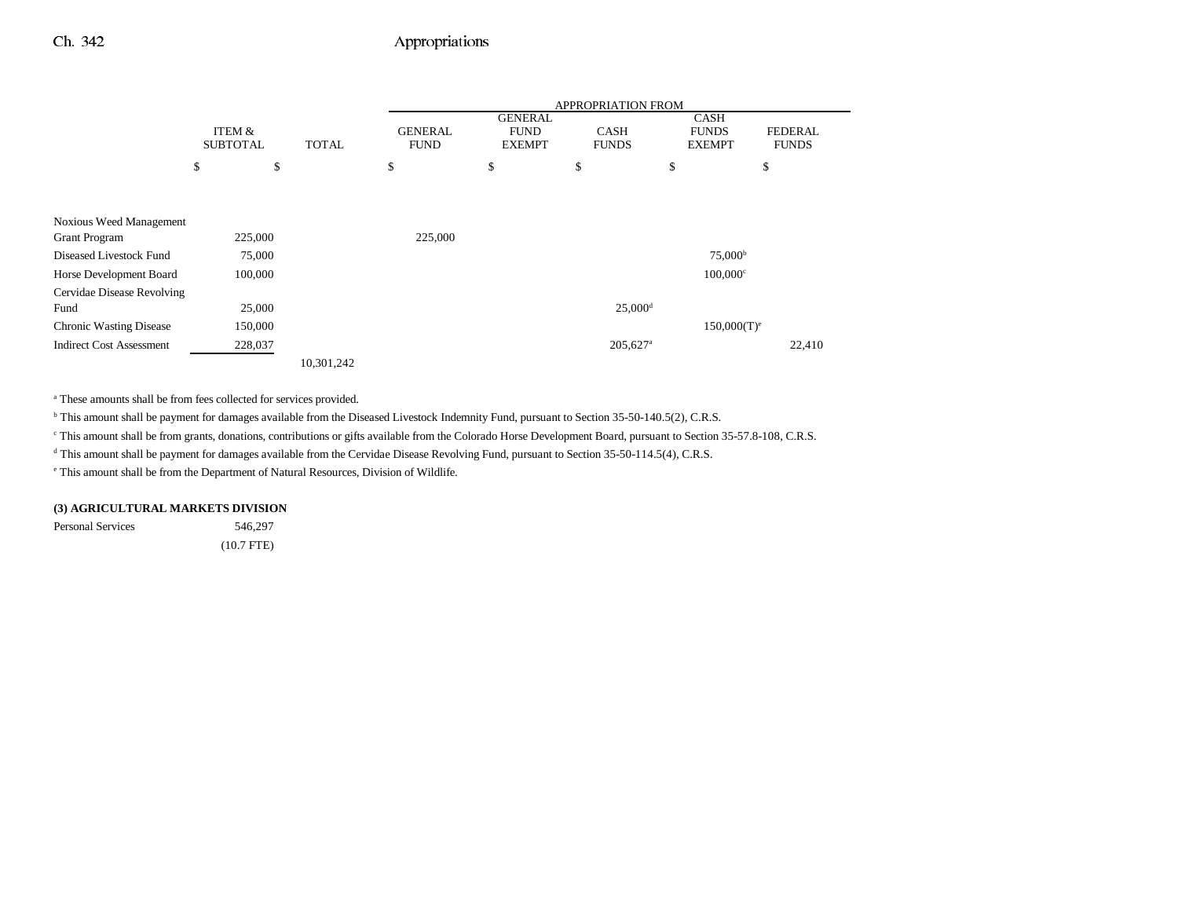| | ITEM & SUBTOTAL | TOTAL | GENERAL FUND | GENERAL FUND EXEMPT | CASH FUNDS | CASH FUNDS EXEMPT | FEDERAL FUNDS |
|---|---|---|---|---|---|---|---|
| | $ | $ | $ | $ | $ | $ | $ |
| Noxious Weed Management Grant Program | 225,000 | | 225,000 | | | | |
| Diseased Livestock Fund | 75,000 | | | | | 75,000[b] | |
| Horse Development Board | 100,000 | | | | | 100,000[c] | |
| Cervidae Disease Revolving Fund | 25,000 | | | | 25,000[d] | | |
| Chronic Wasting Disease | 150,000 | | | | | 150,000(T)[e] | |
| Indirect Cost Assessment | 228,037 | | | | 205,627[a] | | 22,410 |
| | | 10,301,242 | | | | | |

[a] These amounts shall be from fees collected for services provided.

[b] This amount shall be payment for damages available from the Diseased Livestock Indemnity Fund, pursuant to Section 35-50-140.5(2), C.R.S.

[c] This amount shall be from grants, donations, contributions or gifts available from the Colorado Horse Development Board, pursuant to Section 35-57.8-108, C.R.S.

[d] This amount shall be payment for damages available from the Cervidae Disease Revolving Fund, pursuant to Section 35-50-114.5(4), C.R.S.

[e] This amount shall be from the Department of Natural Resources, Division of Wildlife.

**(3) AGRICULTURAL MARKETS DIVISION**

| | ITEM & SUBTOTAL |
|---|---|
| Personal Services | 546,297 |
| | (10.7 FTE) |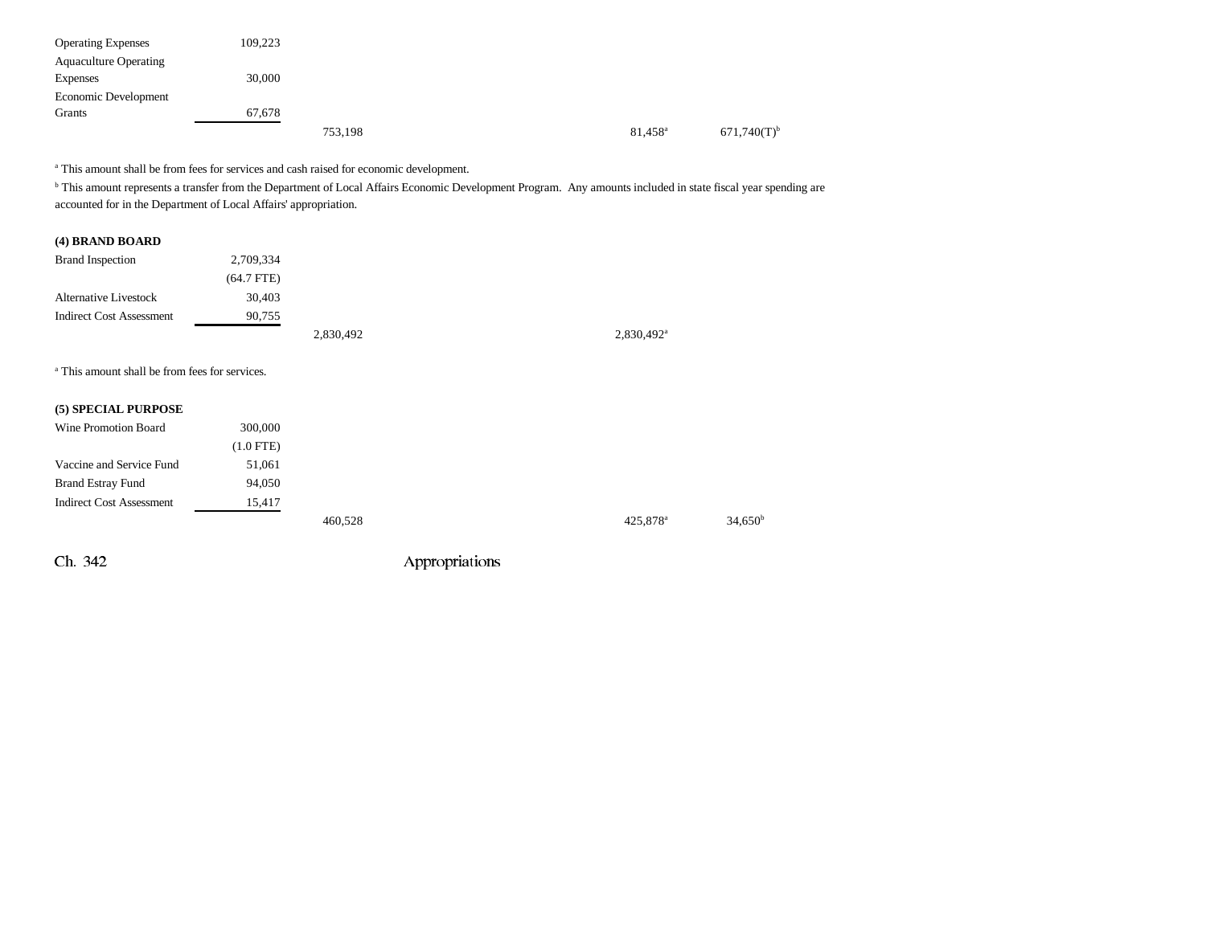| | | | | | | |
|---|---|---|---|---|---|---|
| Operating Expenses | 109,223 | | | | | |
| Aquaculture Operating Expenses | 30,000 | | | | | |
| Economic Development Grants | 67,678 | | | | | |
| | | 753,198 | | | 81,458[a] | 671,740(T)[b] |

[a] This amount shall be from fees for services and cash raised for economic development.

[b] This amount represents a transfer from the Department of Local Affairs Economic Development Program. Any amounts included in state fiscal year spending are accounted for in the Department of Local Affairs' appropriation.

**(4) BRAND BOARD**

| | | | | | | |
|---|---|---|---|---|---|---|
| Brand Inspection | 2,709,334 | | | | | |
| | (64.7 FTE) | | | | | |
| Alternative Livestock | 30,403 | | | | | |
| Indirect Cost Assessment | 90,755 | | | | | |
| | | 2,830,492 | | | 2,830,492[a] | |

[a] This amount shall be from fees for services.

**(5) SPECIAL PURPOSE**

| | | | | | | |
|---|---|---|---|---|---|---|
| Wine Promotion Board | 300,000 | | | | | |
| | (1.0 FTE) | | | | | |
| Vaccine and Service Fund | 51,061 | | | | | |
| Brand Estray Fund | 94,050 | | | | | |
| Indirect Cost Assessment | 15,417 | | | | | |
| | | 460,528 | | | 425,878[a] | 34,650[b] |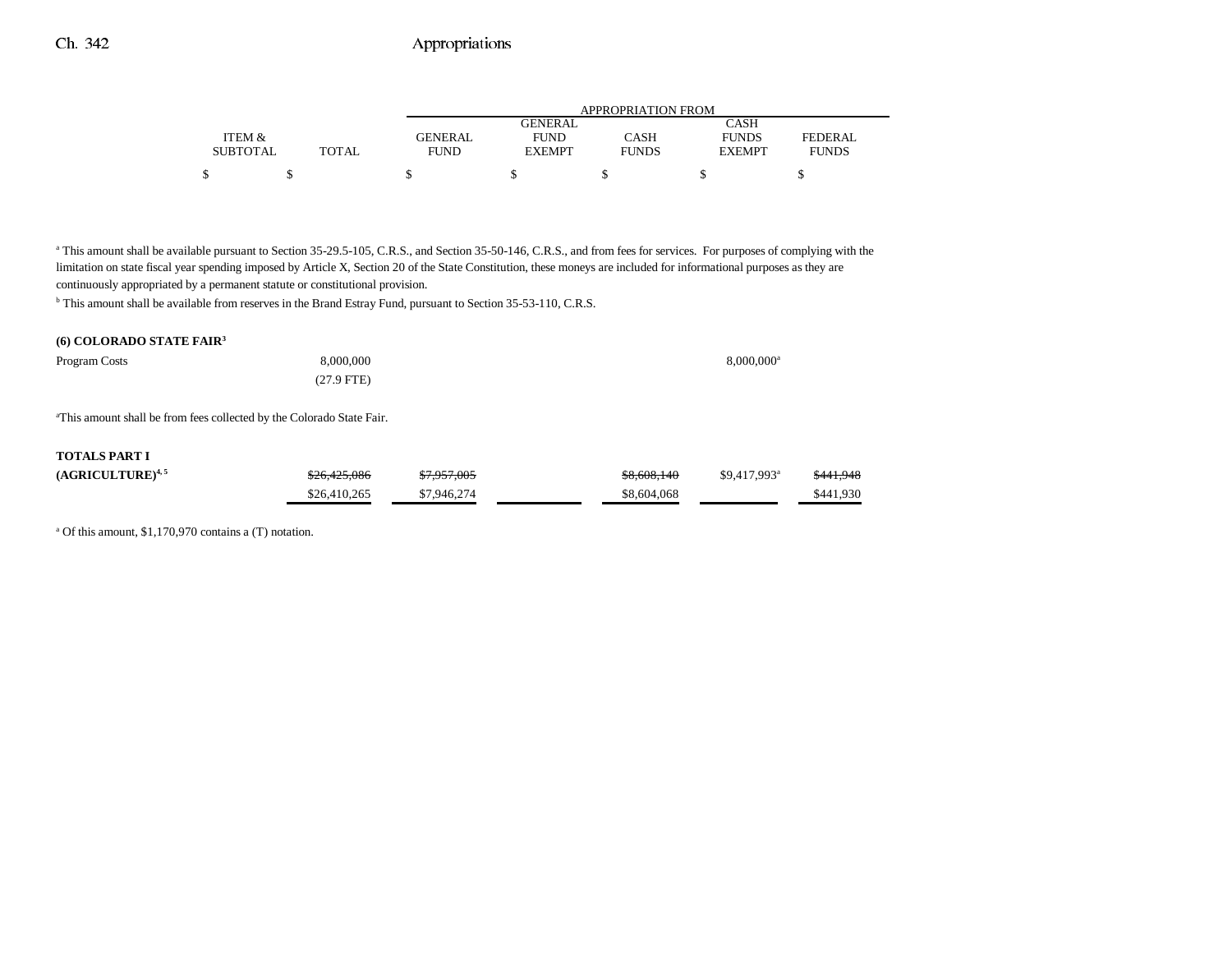| | ITEM & SUBTOTAL | TOTAL | GENERAL FUND | GENERAL FUND EXEMPT | CASH FUNDS | CASH FUNDS EXEMPT | FEDERAL FUNDS |
|---|---|---|---|---|---|---|---|
| | $ | $ | $ | $ | $ | $ | $ |

[a] This amount shall be available pursuant to Section 35-29.5-105, C.R.S., and Section 35-50-146, C.R.S., and from fees for services. For purposes of complying with the limitation on state fiscal year spending imposed by Article X, Section 20 of the State Constitution, these moneys are included for informational purposes as they are continuously appropriated by a permanent statute or constitutional provision.

[b] This amount shall be available from reserves in the Brand Estray Fund, pursuant to Section 35-53-110, C.R.S.

**(6) COLORADO STATE FAIR**[3]

| | ITEM & SUBTOTAL | TOTAL | GENERAL FUND | GENERAL FUND EXEMPT | CASH FUNDS | CASH FUNDS EXEMPT | FEDERAL FUNDS |
|---|---|---|---|---|---|---|---|
| Program Costs | | 8,000,000 | | | | 8,000,000[a] | |
| | | (27.9 FTE) | | | | | |

[a]This amount shall be from fees collected by the Colorado State Fair.

| | ITEM & SUBTOTAL | TOTAL | GENERAL FUND | GENERAL FUND EXEMPT | CASH FUNDS | CASH FUNDS EXEMPT | FEDERAL FUNDS |
|---|---|---|---|---|---|---|---|
| **TOTALS PART I (AGRICULTURE)**[4, 5] | | ~~$26,425,086~~ | ~~$7,957,005~~ | | ~~$8,608,140~~ | $9,417,993[a] | ~~$441,948~~ |
| | | $26,410,265 | $7,946,274 | | $8,604,068 | | $441,930 |

[a] Of this amount, $1,170,970 contains a (T) notation.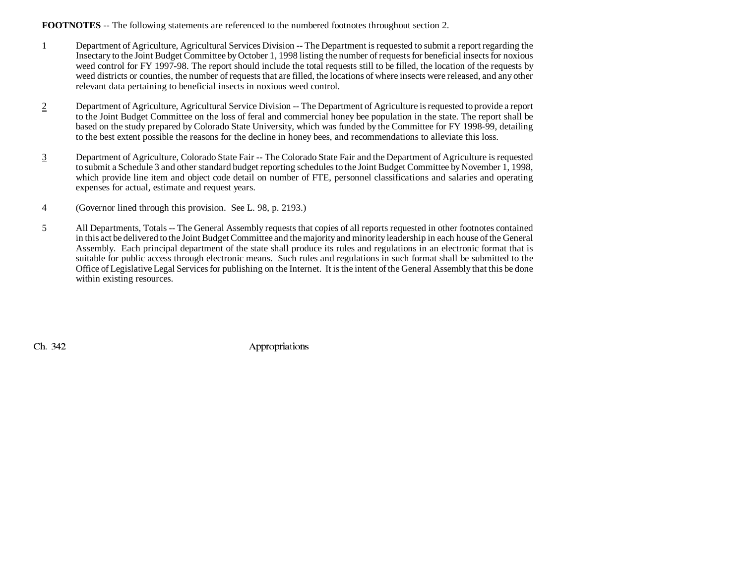**FOOTNOTES** -- The following statements are referenced to the numbered footnotes throughout section 2.

1 Department of Agriculture, Agricultural Services Division -- The Department is requested to submit a report regarding the Insectary to the Joint Budget Committee by October 1, 1998 listing the number of requests for beneficial insects for noxious weed control for FY 1997-98. The report should include the total requests still to be filled, the location of the requests by weed districts or counties, the number of requests that are filled, the locations of where insects were released, and any other relevant data pertaining to beneficial insects in noxious weed control.

2 Department of Agriculture, Agricultural Service Division -- The Department of Agriculture is requested to provide a report to the Joint Budget Committee on the loss of feral and commercial honey bee population in the state. The report shall be based on the study prepared by Colorado State University, which was funded by the Committee for FY 1998-99, detailing to the best extent possible the reasons for the decline in honey bees, and recommendations to alleviate this loss.

3 Department of Agriculture, Colorado State Fair -- The Colorado State Fair and the Department of Agriculture is requested to submit a Schedule 3 and other standard budget reporting schedules to the Joint Budget Committee by November 1, 1998, which provide line item and object code detail on number of FTE, personnel classifications and salaries and operating expenses for actual, estimate and request years.

4 (Governor lined through this provision. See L. 98, p. 2193.)

5 All Departments, Totals -- The General Assembly requests that copies of all reports requested in other footnotes contained in this act be delivered to the Joint Budget Committee and the majority and minority leadership in each house of the General Assembly. Each principal department of the state shall produce its rules and regulations in an electronic format that is suitable for public access through electronic means. Such rules and regulations in such format shall be submitted to the Office of Legislative Legal Services for publishing on the Internet. It is the intent of the General Assembly that this be done within existing resources.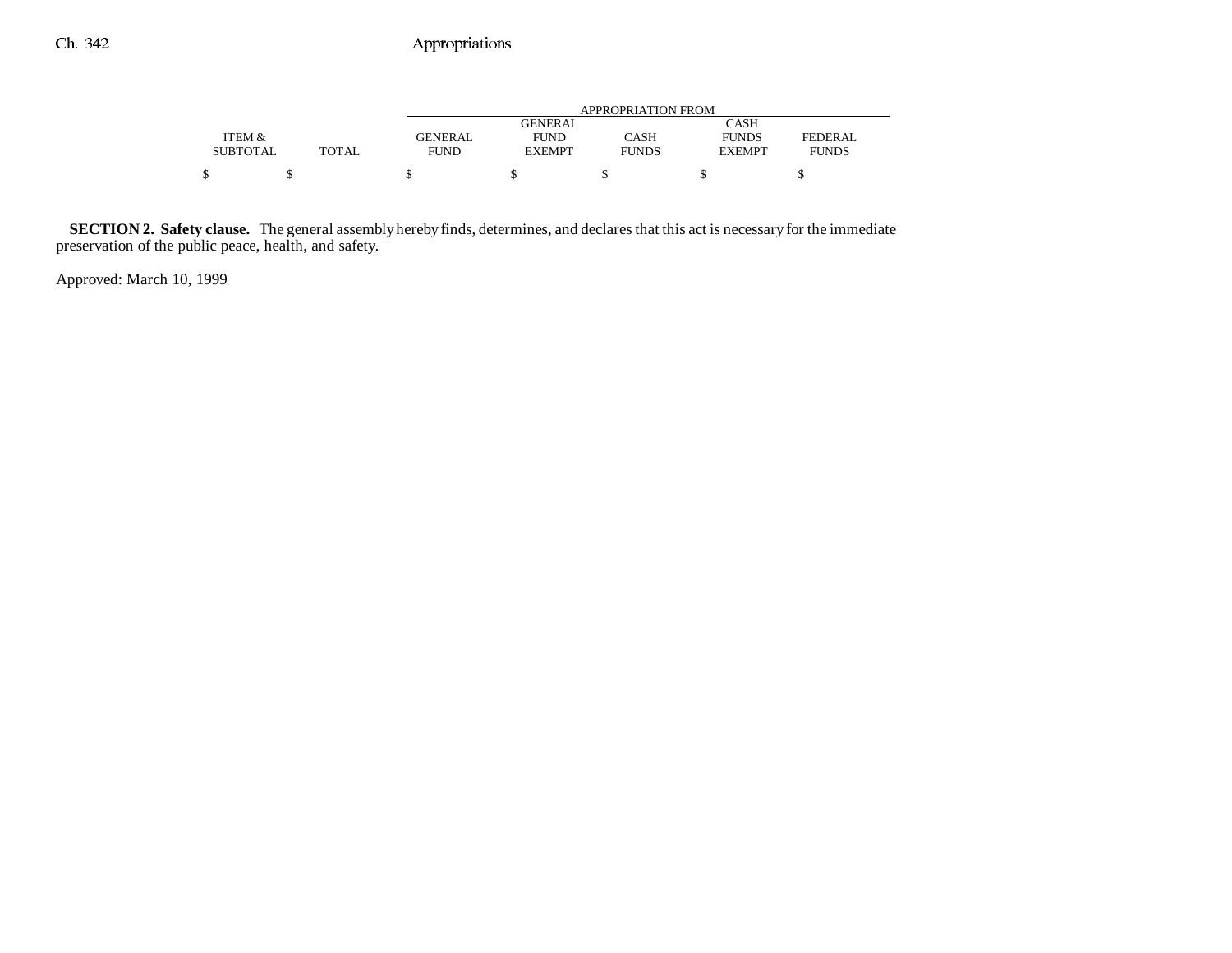| | | | APPROPRIATION FROM | | | | |
|---|---|---|---|---|---|---|---|
| ITEM & SUBTOTAL | TOTAL | GENERAL FUND | GENERAL FUND EXEMPT | CASH FUNDS | CASH FUNDS EXEMPT | FEDERAL FUNDS |
| $ | $ | $ | $ | $ | $ | $ |

**SECTION 2. Safety clause.** The general assembly hereby finds, determines, and declares that this act is necessary for the immediate preservation of the public peace, health, and safety.

Approved: March 10, 1999